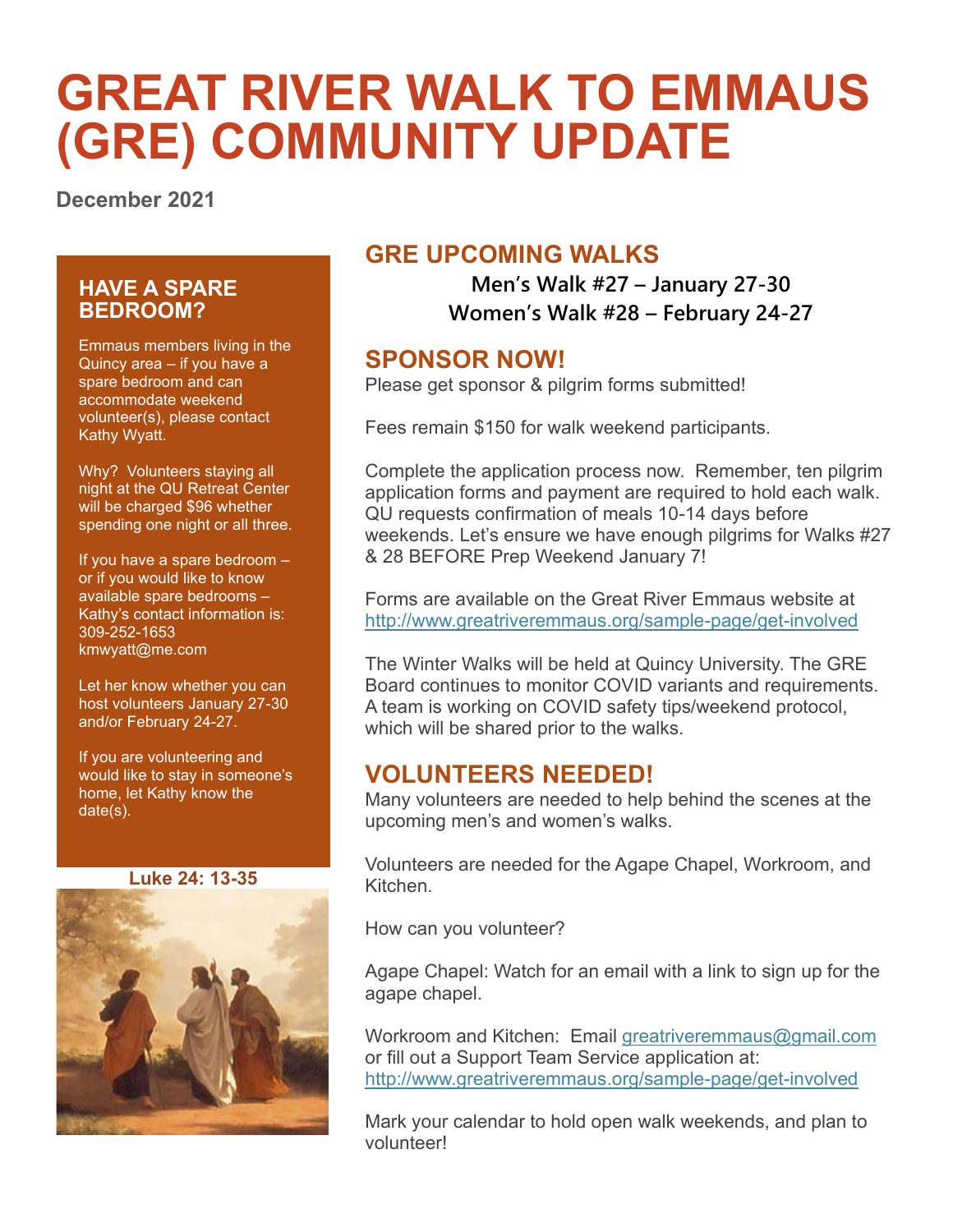# GREAT RIVER WALK TO EMMAUS (GRE) COMMUNITY UPDATE

**December 2021**

## GRE UPCOMING WALKS

**Men's Walk #27 – January 27-30**
**Women's Walk #28 – February 24-27**

## SPONSOR NOW!

Please get sponsor & pilgrim forms submitted!

Fees remain $150 for walk weekend participants.

Complete the application process now. Remember, ten pilgrim application forms and payment are required to hold each walk. QU requests confirmation of meals 10-14 days before weekends. Let's ensure we have enough pilgrims for Walks #27 & 28 BEFORE Prep Weekend January 7!

Forms are available on the Great River Emmaus website at http://www.greatriveremmaus.org/sample-page/get-involved

The Winter Walks will be held at Quincy University. The GRE Board continues to monitor COVID variants and requirements. A team is working on COVID safety tips/weekend protocol, which will be shared prior to the walks.

## VOLUNTEERS NEEDED!

Many volunteers are needed to help behind the scenes at the upcoming men's and women's walks.

Volunteers are needed for the Agape Chapel, Workroom, and Kitchen.

How can you volunteer?

Agape Chapel: Watch for an email with a link to sign up for the agape chapel.

Workroom and Kitchen: Email greatriveremmaus@gmail.com or fill out a Support Team Service application at: http://www.greatriveremmaus.org/sample-page/get-involved

Mark your calendar to hold open walk weekends, and plan to volunteer!

## HAVE A SPARE BEDROOM?

Emmaus members living in the Quincy area – if you have a spare bedroom and can accommodate weekend volunteer(s), please contact Kathy Wyatt.

Why? Volunteers staying all night at the QU Retreat Center will be charged $96 whether spending one night or all three.

If you have a spare bedroom – or if you would like to know available spare bedrooms – Kathy's contact information is: 309-252-1653 kmwyatt@me.com

Let her know whether you can host volunteers January 27-30 and/or February 24-27.

If you are volunteering and would like to stay in someone's home, let Kathy know the date(s).

**Luke 24: 13-35**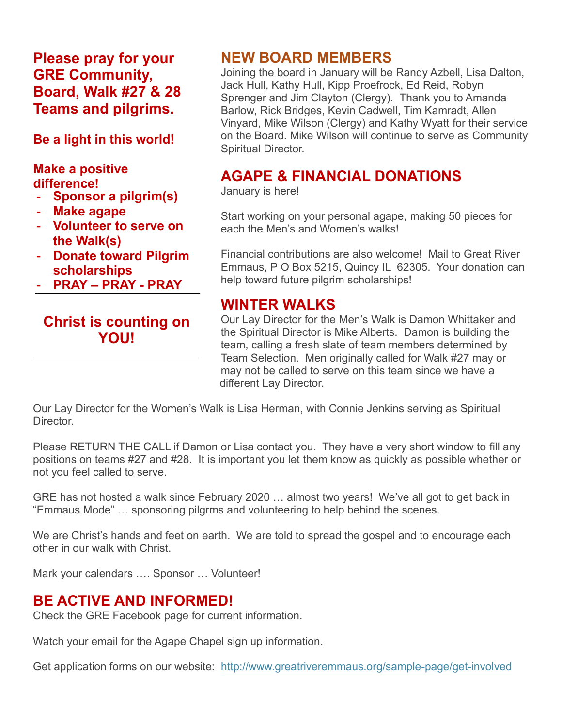**Please pray for your GRE Community, Board, Walk #27 & 28 Teams and pilgrims.**

**Be a light in this world!**

**Make a positive difference!**

- **Sponsor a pilgrim(s)**
- **Make agape**
- **Volunteer to serve on the Walk(s)**
- **Donate toward Pilgrim scholarships**
- **PRAY – PRAY - PRAY**

---

**Christ is counting on YOU!**

---

## NEW BOARD MEMBERS

Joining the board in January will be Randy Azbell, Lisa Dalton, Jack Hull, Kathy Hull, Kipp Proefrock, Ed Reid, Robyn Sprenger and Jim Clayton (Clergy). Thank you to Amanda Barlow, Rick Bridges, Kevin Cadwell, Tim Kamradt, Allen Vinyard, Mike Wilson (Clergy) and Kathy Wyatt for their service on the Board. Mike Wilson will continue to serve as Community Spiritual Director.

## AGAPE & FINANCIAL DONATIONS

January is here!

Start working on your personal agape, making 50 pieces for each the Men's and Women's walks!

Financial contributions are also welcome! Mail to Great River Emmaus, P O Box 5215, Quincy IL 62305. Your donation can help toward future pilgrim scholarships!

## WINTER WALKS

Our Lay Director for the Men's Walk is Damon Whittaker and the Spiritual Director is Mike Alberts. Damon is building the team, calling a fresh slate of team members determined by Team Selection. Men originally called for Walk #27 may or may not be called to serve on this team since we have a different Lay Director.

Our Lay Director for the Women's Walk is Lisa Herman, with Connie Jenkins serving as Spiritual Director.

Please RETURN THE CALL if Damon or Lisa contact you. They have a very short window to fill any positions on teams #27 and #28. It is important you let them know as quickly as possible whether or not you feel called to serve.

GRE has not hosted a walk since February 2020 … almost two years! We've all got to get back in "Emmaus Mode" … sponsoring pilgrms and volunteering to help behind the scenes.

We are Christ's hands and feet on earth. We are told to spread the gospel and to encourage each other in our walk with Christ.

Mark your calendars …. Sponsor … Volunteer!

## BE ACTIVE AND INFORMED!

Check the GRE Facebook page for current information.

Watch your email for the Agape Chapel sign up information.

Get application forms on our website: http://www.greatriveremmaus.org/sample-page/get-involved